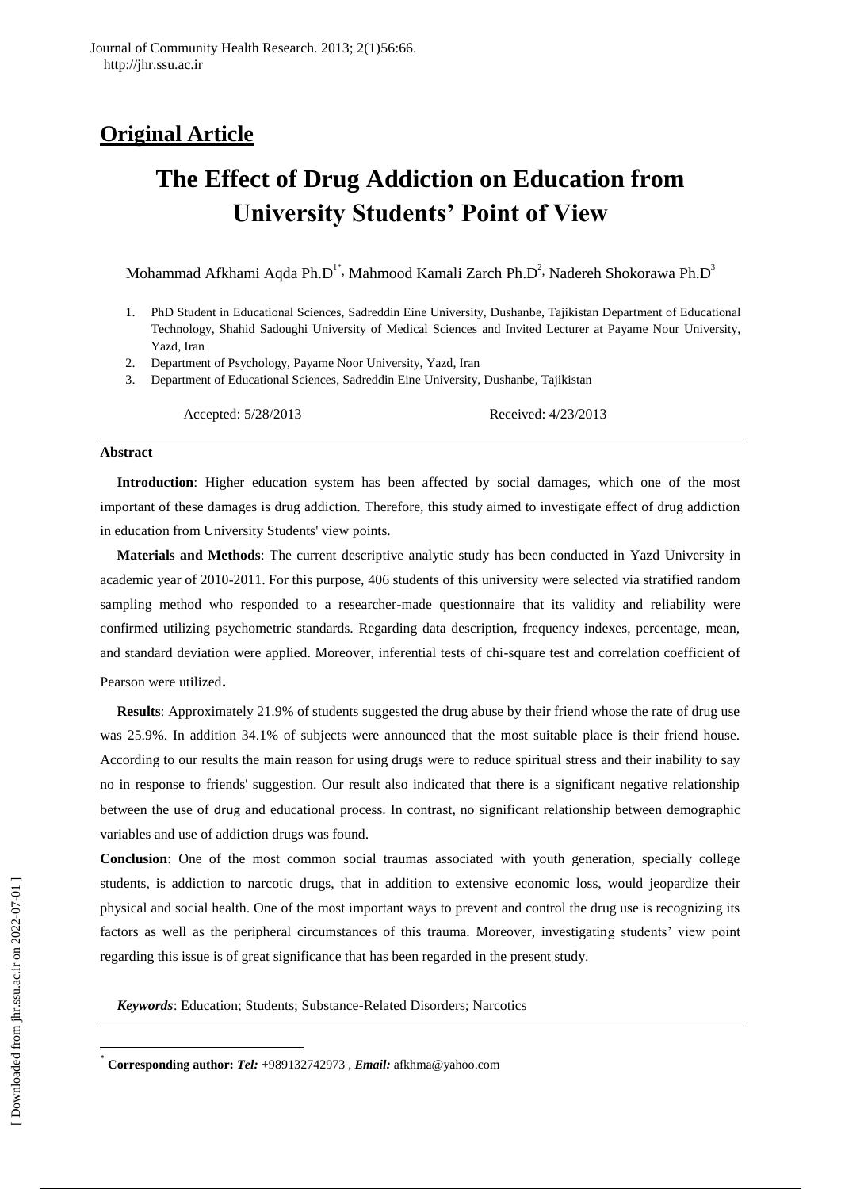## Original Article

# The Effect of Drug Addiction on Education from University Students' Point of View

Mohammad Afkhami Aqda Ph.D[1*], Mahmood Kamali Zarch Ph.D[2], Nadereh Shokorawa Ph.D[3]

1. PhD Student in Educational Sciences, Sadreddin Eine University, Dushanbe, Tajikistan Department of Educational Technology, Shahid Sadoughi University of Medical Sciences and Invited Lecturer at Payame Nour University, Yazd, Iran
2. Department of Psychology, Payame Noor University, Yazd, Iran
3. Department of Educational Sciences, Sadreddin Eine University, Dushanbe, Tajikistan

Accepted: 5/28/2013 Received: 4/23/2013

### Abstract

**Introduction**: Higher education system has been affected by social damages, which one of the most important of these damages is drug addiction. Therefore, this study aimed to investigate effect of drug addiction in education from University Students' view points.

**Materials and Methods**: The current descriptive analytic study has been conducted in Yazd University in academic year of 2010-2011. For this purpose, 406 students of this university were selected via stratified random sampling method who responded to a researcher-made questionnaire that its validity and reliability were confirmed utilizing psychometric standards. Regarding data description, frequency indexes, percentage, mean, and standard deviation were applied. Moreover, inferential tests of chi-square test and correlation coefficient of Pearson were utilized.

**Results**: Approximately 21.9% of students suggested the drug abuse by their friend whose the rate of drug use was 25.9%. In addition 34.1% of subjects were announced that the most suitable place is their friend house. According to our results the main reason for using drugs were to reduce spiritual stress and their inability to say no in response to friends' suggestion. Our result also indicated that there is a significant negative relationship between the use of drug and educational process. In contrast, no significant relationship between demographic variables and use of addiction drugs was found.

**Conclusion**: One of the most common social traumas associated with youth generation, specially college students, is addiction to narcotic drugs, that in addition to extensive economic loss, would jeopardize their physical and social health. One of the most important ways to prevent and control the drug use is recognizing its factors as well as the peripheral circumstances of this trauma. Moreover, investigating students' view point regarding this issue is of great significance that has been regarded in the present study.

***Keywords***: Education; Students; Substance-Related Disorders; Narcotics

\* **Corresponding author:** ***Tel:*** +989132742973 , ***Email:*** afkhma@yahoo.com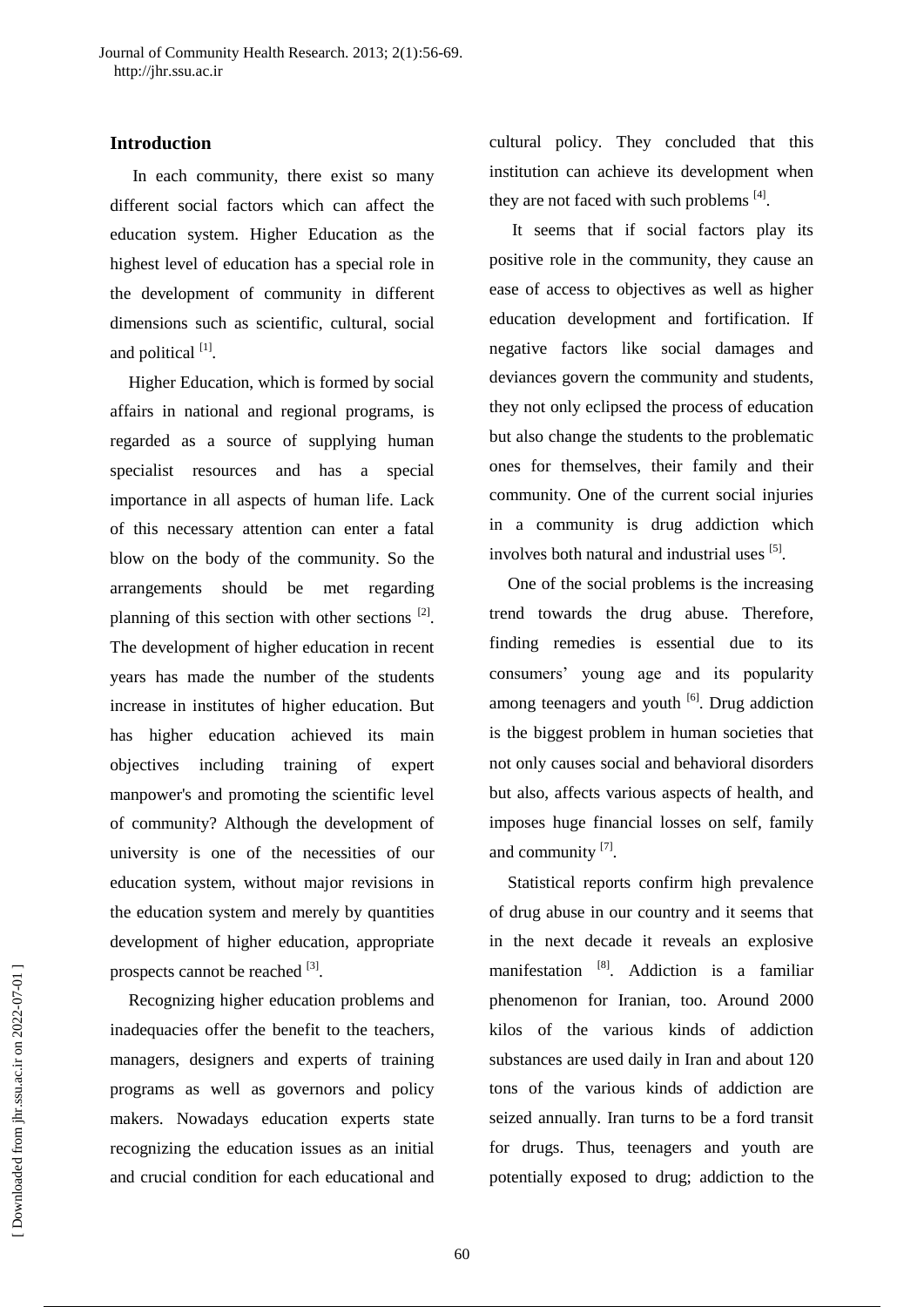## Introduction

In each community, there exist so many different social factors which can affect the education system. Higher Education as the highest level of education has a special role in the development of community in different dimensions such as scientific, cultural, social and political [1].

Higher Education, which is formed by social affairs in national and regional programs, is regarded as a source of supplying human specialist resources and has a special importance in all aspects of human life. Lack of this necessary attention can enter a fatal blow on the body of the community. So the arrangements should be met regarding planning of this section with other sections [2]. The development of higher education in recent years has made the number of the students increase in institutes of higher education. But has higher education achieved its main objectives including training of expert manpower's and promoting the scientific level of community? Although the development of university is one of the necessities of our education system, without major revisions in the education system and merely by quantities development of higher education, appropriate prospects cannot be reached [3].

Recognizing higher education problems and inadequacies offer the benefit to the teachers, managers, designers and experts of training programs as well as governors and policy makers. Nowadays education experts state recognizing the education issues as an initial and crucial condition for each educational and cultural policy. They concluded that this institution can achieve its development when they are not faced with such problems [4].

It seems that if social factors play its positive role in the community, they cause an ease of access to objectives as well as higher education development and fortification. If negative factors like social damages and deviances govern the community and students, they not only eclipsed the process of education but also change the students to the problematic ones for themselves, their family and their community. One of the current social injuries in a community is drug addiction which involves both natural and industrial uses [5].

One of the social problems is the increasing trend towards the drug abuse. Therefore, finding remedies is essential due to its consumers' young age and its popularity among teenagers and youth [6]. Drug addiction is the biggest problem in human societies that not only causes social and behavioral disorders but also, affects various aspects of health, and imposes huge financial losses on self, family and community [7].

Statistical reports confirm high prevalence of drug abuse in our country and it seems that in the next decade it reveals an explosive manifestation [8]. Addiction is a familiar phenomenon for Iranian, too. Around 2000 kilos of the various kinds of addiction substances are used daily in Iran and about 120 tons of the various kinds of addiction are seized annually. Iran turns to be a ford transit for drugs. Thus, teenagers and youth are potentially exposed to drug; addiction to the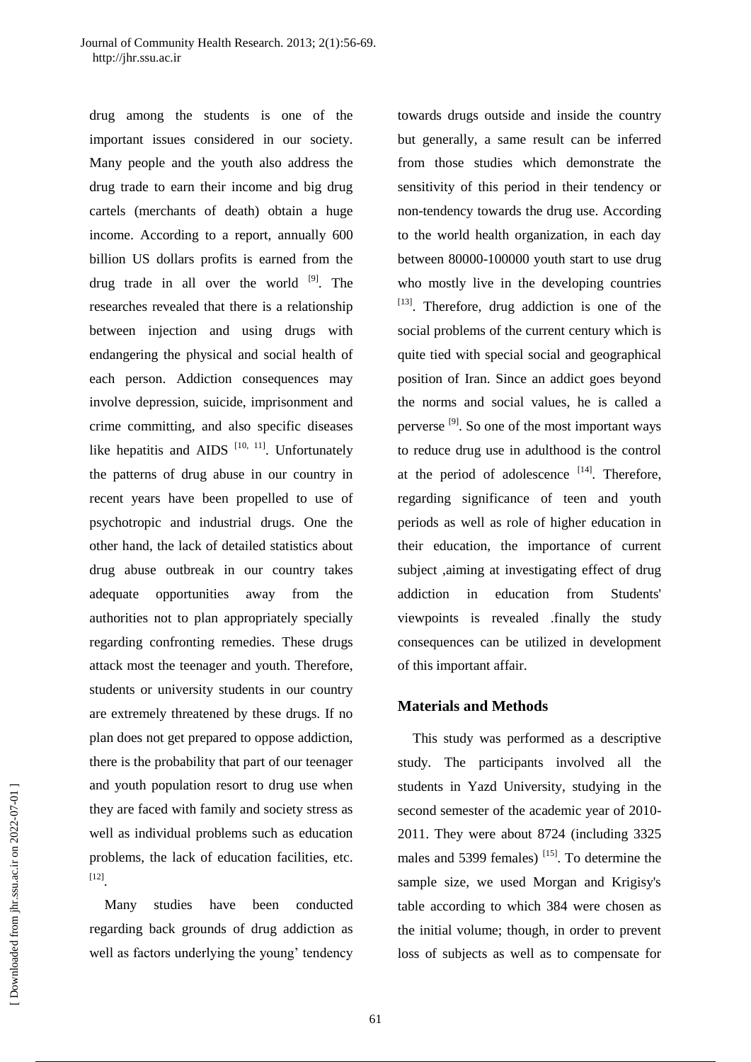drug among the students is one of the important issues considered in our society. Many people and the youth also address the drug trade to earn their income and big drug cartels (merchants of death) obtain a huge income. According to a report, annually 600 billion US dollars profits is earned from the drug trade in all over the world [9]. The researches revealed that there is a relationship between injection and using drugs with endangering the physical and social health of each person. Addiction consequences may involve depression, suicide, imprisonment and crime committing, and also specific diseases like hepatitis and AIDS [10, 11]. Unfortunately the patterns of drug abuse in our country in recent years have been propelled to use of psychotropic and industrial drugs. One the other hand, the lack of detailed statistics about drug abuse outbreak in our country takes adequate opportunities away from the authorities not to plan appropriately specially regarding confronting remedies. These drugs attack most the teenager and youth. Therefore, students or university students in our country are extremely threatened by these drugs. If no plan does not get prepared to oppose addiction, there is the probability that part of our teenager and youth population resort to drug use when they are faced with family and society stress as well as individual problems such as education problems, the lack of education facilities, etc. [12].

Many studies have been conducted regarding back grounds of drug addiction as well as factors underlying the young' tendency towards drugs outside and inside the country but generally, a same result can be inferred from those studies which demonstrate the sensitivity of this period in their tendency or non-tendency towards the drug use. According to the world health organization, in each day between 80000-100000 youth start to use drug who mostly live in the developing countries [13]. Therefore, drug addiction is one of the social problems of the current century which is quite tied with special social and geographical position of Iran. Since an addict goes beyond the norms and social values, he is called a perverse [9]. So one of the most important ways to reduce drug use in adulthood is the control at the period of adolescence [14]. Therefore, regarding significance of teen and youth periods as well as role of higher education in their education, the importance of current subject ,aiming at investigating effect of drug addiction in education from Students' viewpoints is revealed .finally the study consequences can be utilized in development of this important affair.

## Materials and Methods

This study was performed as a descriptive study. The participants involved all the students in Yazd University, studying in the second semester of the academic year of 2010-2011. They were about 8724 (including 3325 males and 5399 females) [15]. To determine the sample size, we used Morgan and Krigisy's table according to which 384 were chosen as the initial volume; though, in order to prevent loss of subjects as well as to compensate for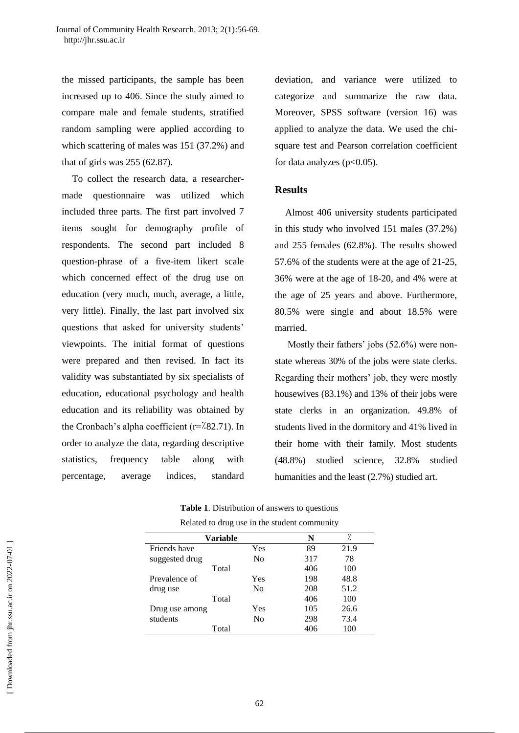the missed participants, the sample has been increased up to 406. Since the study aimed to compare male and female students, stratified random sampling were applied according to which scattering of males was 151 (37.2%) and that of girls was 255 (62.87).

To collect the research data, a researcher-made questionnaire was utilized which included three parts. The first part involved 7 items sought for demography profile of respondents. The second part included 8 question-phrase of a five-item likert scale which concerned effect of the drug use on education (very much, much, average, a little, very little). Finally, the last part involved six questions that asked for university students' viewpoints. The initial format of questions were prepared and then revised. In fact its validity was substantiated by six specialists of education, educational psychology and health education and its reliability was obtained by the Cronbach's alpha coefficient (r=٪82.71). In order to analyze the data, regarding descriptive statistics, frequency table along with percentage, average indices, standard deviation, and variance were utilized to categorize and summarize the raw data. Moreover, SPSS software (version 16) was applied to analyze the data. We used the chi-square test and Pearson correlation coefficient for data analyzes ($p<0.05$).

## Results

Almost 406 university students participated in this study who involved 151 males (37.2%) and 255 females (62.8%). The results showed 57.6% of the students were at the age of 21-25, 36% were at the age of 18-20, and 4% were at the age of 25 years and above. Furthermore, 80.5% were single and about 18.5% were married.

Mostly their fathers' jobs (52.6%) were non-state whereas 30% of the jobs were state clerks. Regarding their mothers' job, they were mostly housewives (83.1%) and 13% of their jobs were state clerks in an organization. 49.8% of students lived in the dormitory and 41% lived in their home with their family. Most students (48.8%) studied science, 32.8% studied humanities and the least (2.7%) studied art.

**Table 1**. Distribution of answers to questions Related to drug use in the student community

| Variable | | N | ٪ |
|---|---|---|---|
| Friends have suggested drug | Yes | 89 | 21.9 |
| | No | 317 | 78 |
| Total | | 406 | 100 |
| Prevalence of drug use | Yes | 198 | 48.8 |
| | No | 208 | 51.2 |
| Total | | 406 | 100 |
| Drug use among students | Yes | 105 | 26.6 |
| | No | 298 | 73.4 |
| Total | | 406 | 100 |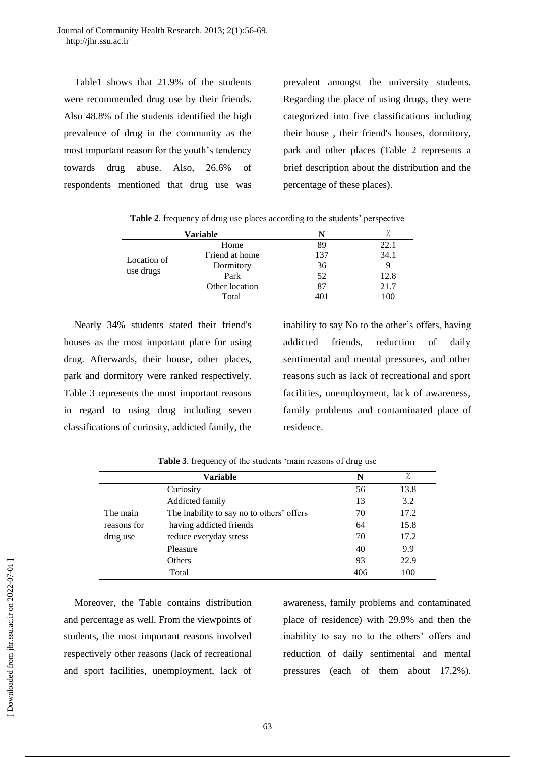Table1 shows that 21.9% of the students were recommended drug use by their friends. Also 48.8% of the students identified the high prevalence of drug in the community as the most important reason for the youth's tendency towards drug abuse. Also, 26.6% of respondents mentioned that drug use was prevalent amongst the university students. Regarding the place of using drugs, they were categorized into five classifications including their house , their friend's houses, dormitory, park and other places (Table 2 represents a brief description about the distribution and the percentage of these places).

**Table 2**. frequency of drug use places according to the students' perspective

| Variable | | N | % |
|---|---|---|---|
| Location of use drugs | Home | 89 | 22.1 |
| | Friend at home | 137 | 34.1 |
| | Dormitory | 36 | 9 |
| | Park | 52 | 12.8 |
| | Other location | 87 | 21.7 |
| | Total | 401 | 100 |

Nearly 34% students stated their friend's houses as the most important place for using drug. Afterwards, their house, other places, park and dormitory were ranked respectively. Table 3 represents the most important reasons in regard to using drug including seven classifications of curiosity, addicted family, the inability to say No to the other's offers, having addicted friends, reduction of daily sentimental and mental pressures, and other reasons such as lack of recreational and sport facilities, unemployment, lack of awareness, family problems and contaminated place of residence.

**Table 3**. frequency of the students 'main reasons of drug use

| Variable | | N | % |
|---|---|---|---|
| The main reasons for drug use | Curiosity | 56 | 13.8 |
| | Addicted family | 13 | 3.2 |
| | The inability to say no to others' offers | 70 | 17.2 |
| | having addicted friends | 64 | 15.8 |
| | reduce everyday stress | 70 | 17.2 |
| | Pleasure | 40 | 9.9 |
| | Others | 93 | 22.9 |
| | Total | 406 | 100 |

Moreover, the Table contains distribution and percentage as well. From the viewpoints of students, the most important reasons involved respectively other reasons (lack of recreational and sport facilities, unemployment, lack of awareness, family problems and contaminated place of residence) with 29.9% and then the inability to say no to the others' offers and reduction of daily sentimental and mental pressures (each of them about 17.2%).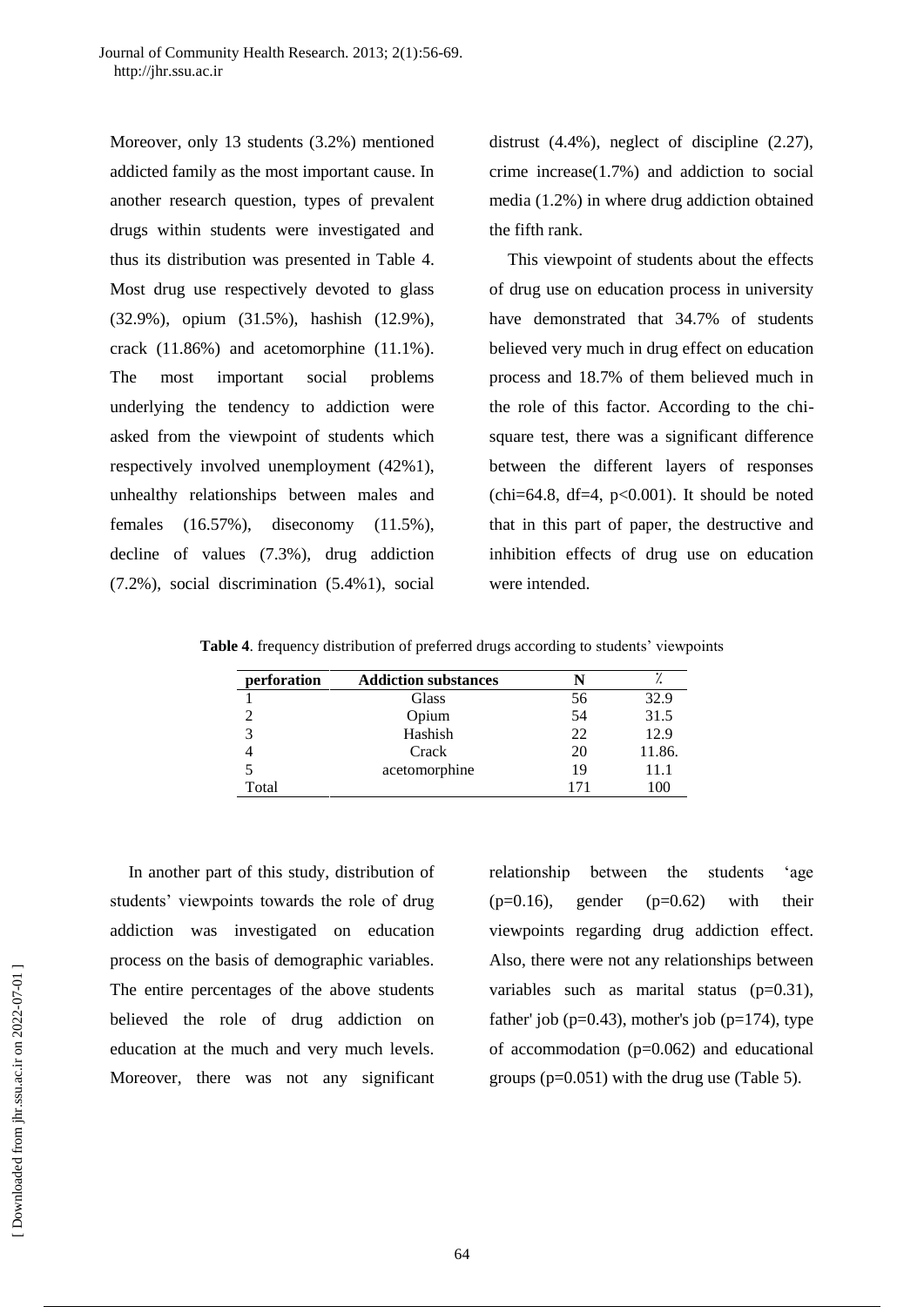Moreover, only 13 students (3.2%) mentioned addicted family as the most important cause. In another research question, types of prevalent drugs within students were investigated and thus its distribution was presented in Table 4. Most drug use respectively devoted to glass (32.9%), opium (31.5%), hashish (12.9%), crack (11.86%) and acetomorphine (11.1%). The most important social problems underlying the tendency to addiction were asked from the viewpoint of students which respectively involved unemployment (42%1), unhealthy relationships between males and females (16.57%), diseconomy (11.5%), decline of values (7.3%), drug addiction (7.2%), social discrimination (5.4%1), social distrust (4.4%), neglect of discipline (2.27), crime increase(1.7%) and addiction to social media (1.2%) in where drug addiction obtained the fifth rank.

This viewpoint of students about the effects of drug use on education process in university have demonstrated that 34.7% of students believed very much in drug effect on education process and 18.7% of them believed much in the role of this factor. According to the chi-square test, there was a significant difference between the different layers of responses (chi=64.8, df=4, p<0.001). It should be noted that in this part of paper, the destructive and inhibition effects of drug use on education were intended.

**Table 4**. frequency distribution of preferred drugs according to students' viewpoints

| perforation | Addiction substances | N | ٪ |
|---|---|---|---|
| 1 | Glass | 56 | 32.9 |
| 2 | Opium | 54 | 31.5 |
| 3 | Hashish | 22 | 12.9 |
| 4 | Crack | 20 | 11.86. |
| 5 | acetomorphine | 19 | 11.1 |
| Total | | 171 | 100 |

In another part of this study, distribution of students' viewpoints towards the role of drug addiction was investigated on education process on the basis of demographic variables. The entire percentages of the above students believed the role of drug addiction on education at the much and very much levels. Moreover, there was not any significant relationship between the students 'age (p=0.16), gender (p=0.62) with their viewpoints regarding drug addiction effect. Also, there were not any relationships between variables such as marital status (p=0.31), father' job (p=0.43), mother's job (p=174), type of accommodation (p=0.062) and educational groups (p=0.051) with the drug use (Table 5).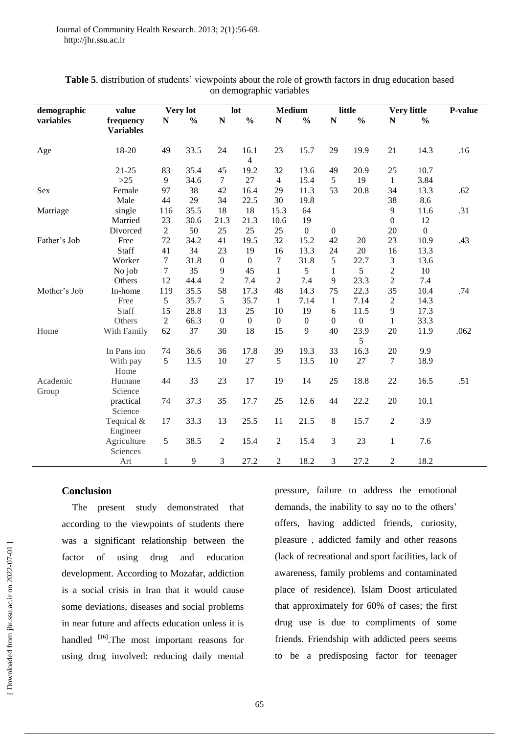**Table 5**. distribution of students' viewpoints about the role of growth factors in drug education based on demographic variables

| demographic variables | value frequency Variables | Very lot | | lot | | Medium | | little | | Very little | | P-value |
|---|---|---|---|---|---|---|---|---|---|---|---|---|
| | | N | % | N | % | N | % | N | % | N | % | |
| Age | 18-20 | 49 | 33.5 | 24 | 16.14 | 23 | 15.7 | 29 | 19.9 | 21 | 14.3 | .16 |
| | 21-25 | 83 | 35.4 | 45 | 19.2 | 32 | 13.6 | 49 | 20.9 | 25 | 10.7 | |
| | >25 | 9 | 34.6 | 7 | 27 | 4 | 15.4 | 5 | 19 | 1 | 3.84 | |
| Sex | Female | 97 | 38 | 42 | 16.4 | 29 | 11.3 | 53 | 20.8 | 34 | 13.3 | .62 |
| | Male | 44 | 29 | 34 | 22.5 | 30 | 19.8 | | | 38 | 8.6 | |
| Marriage | single | 116 | 35.5 | 18 | 18 | 15.3 | 64 | | | 9 | 11.6 | .31 |
| | Married | 23 | 30.6 | 21.3 | 21.3 | 10.6 | 19 | | | 0 | 12 | |
| | Divorced | 2 | 50 | 25 | 25 | 25 | 0 | 0 | | 20 | 0 | |
| Father's Job | Free | 72 | 34.2 | 41 | 19.5 | 32 | 15.2 | 42 | 20 | 23 | 10.9 | .43 |
| | Staff | 41 | 34 | 23 | 19 | 16 | 13.3 | 24 | 20 | 16 | 13.3 | |
| | Worker | 7 | 31.8 | 0 | 0 | 7 | 31.8 | 5 | 22.7 | 3 | 13.6 | |
| | No job | 7 | 35 | 9 | 45 | 1 | 5 | 1 | 5 | 2 | 10 | |
| | Others | 12 | 44.4 | 2 | 7.4 | 2 | 7.4 | 9 | 23.3 | 2 | 7.4 | |
| Mother's Job | In-home | 119 | 35.5 | 58 | 17.3 | 48 | 14.3 | 75 | 22.3 | 35 | 10.4 | .74 |
| | Free | 5 | 35.7 | 5 | 35.7 | 1 | 7.14 | 1 | 7.14 | 2 | 14.3 | |
| | Staff | 15 | 28.8 | 13 | 25 | 10 | 19 | 6 | 11.5 | 9 | 17.3 | |
| | Others | 2 | 66.3 | 0 | 0 | 0 | 0 | 0 | 0 | 1 | 33.3 | |
| Home | With Family | 62 | 37 | 30 | 18 | 15 | 9 | 40 | 23.95 | 20 | 11.9 | .062 |
| | In Pans ion | 74 | 36.6 | 36 | 17.8 | 39 | 19.3 | 33 | 16.3 | 20 | 9.9 | |
| | With pay Home | 5 | 13.5 | 10 | 27 | 5 | 13.5 | 10 | 27 | 7 | 18.9 | |
| Academic Group | Humane Science | 44 | 33 | 23 | 17 | 19 | 14 | 25 | 18.8 | 22 | 16.5 | .51 |
| | practical Science | 74 | 37.3 | 35 | 17.7 | 25 | 12.6 | 44 | 22.2 | 20 | 10.1 | |
| | Teqnical & Engineer | 17 | 33.3 | 13 | 25.5 | 11 | 21.5 | 8 | 15.7 | 2 | 3.9 | |
| | Agriculture Sciences | 5 | 38.5 | 2 | 15.4 | 2 | 15.4 | 3 | 23 | 1 | 7.6 | |
| | Art | 1 | 9 | 3 | 27.2 | 2 | 18.2 | 3 | 27.2 | 2 | 18.2 | |

## Conclusion

The present study demonstrated that according to the viewpoints of students there was a significant relationship between the factor of using drug and education development. According to Mozafar, addiction is a social crisis in Iran that it would cause some deviations, diseases and social problems in near future and affects education unless it is handled [16].The most important reasons for using drug involved: reducing daily mental pressure, failure to address the emotional demands, the inability to say no to the others' offers, having addicted friends, curiosity, pleasure , addicted family and other reasons (lack of recreational and sport facilities, lack of awareness, family problems and contaminated place of residence). Islam Doost articulated that approximately for 60% of cases; the first drug use is due to compliments of some friends. Friendship with addicted peers seems to be a predisposing factor for teenager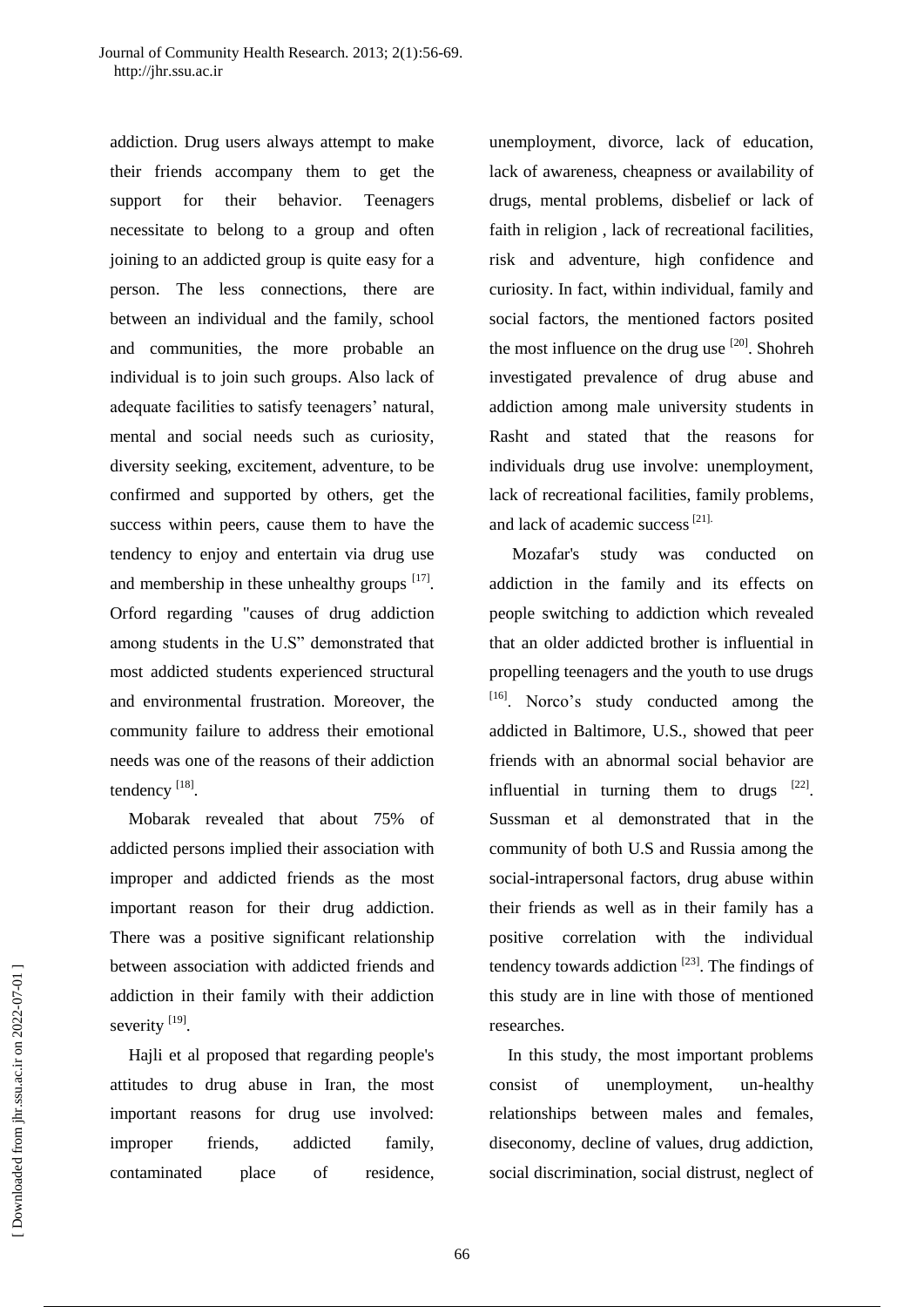addiction. Drug users always attempt to make their friends accompany them to get the support for their behavior. Teenagers necessitate to belong to a group and often joining to an addicted group is quite easy for a person. The less connections, there are between an individual and the family, school and communities, the more probable an individual is to join such groups. Also lack of adequate facilities to satisfy teenagers' natural, mental and social needs such as curiosity, diversity seeking, excitement, adventure, to be confirmed and supported by others, get the success within peers, cause them to have the tendency to enjoy and entertain via drug use and membership in these unhealthy groups [17]. Orford regarding "causes of drug addiction among students in the U.S" demonstrated that most addicted students experienced structural and environmental frustration. Moreover, the community failure to address their emotional needs was one of the reasons of their addiction tendency [18].

Mobarak revealed that about 75% of addicted persons implied their association with improper and addicted friends as the most important reason for their drug addiction. There was a positive significant relationship between association with addicted friends and addiction in their family with their addiction severity [19].

Hajli et al proposed that regarding people's attitudes to drug abuse in Iran, the most important reasons for drug use involved: improper friends, addicted family, contaminated place of residence, unemployment, divorce, lack of education, lack of awareness, cheapness or availability of drugs, mental problems, disbelief or lack of faith in religion , lack of recreational facilities, risk and adventure, high confidence and curiosity. In fact, within individual, family and social factors, the mentioned factors posited the most influence on the drug use [20]. Shohreh investigated prevalence of drug abuse and addiction among male university students in Rasht and stated that the reasons for individuals drug use involve: unemployment, lack of recreational facilities, family problems, and lack of academic success [21].

Mozafar's study was conducted on addiction in the family and its effects on people switching to addiction which revealed that an older addicted brother is influential in propelling teenagers and the youth to use drugs [16]. Norco's study conducted among the addicted in Baltimore, U.S., showed that peer friends with an abnormal social behavior are influential in turning them to drugs [22]. Sussman et al demonstrated that in the community of both U.S and Russia among the social-intrapersonal factors, drug abuse within their friends as well as in their family has a positive correlation with the individual tendency towards addiction [23]. The findings of this study are in line with those of mentioned researches.

In this study, the most important problems consist of unemployment, un-healthy relationships between males and females, diseconomy, decline of values, drug addiction, social discrimination, social distrust, neglect of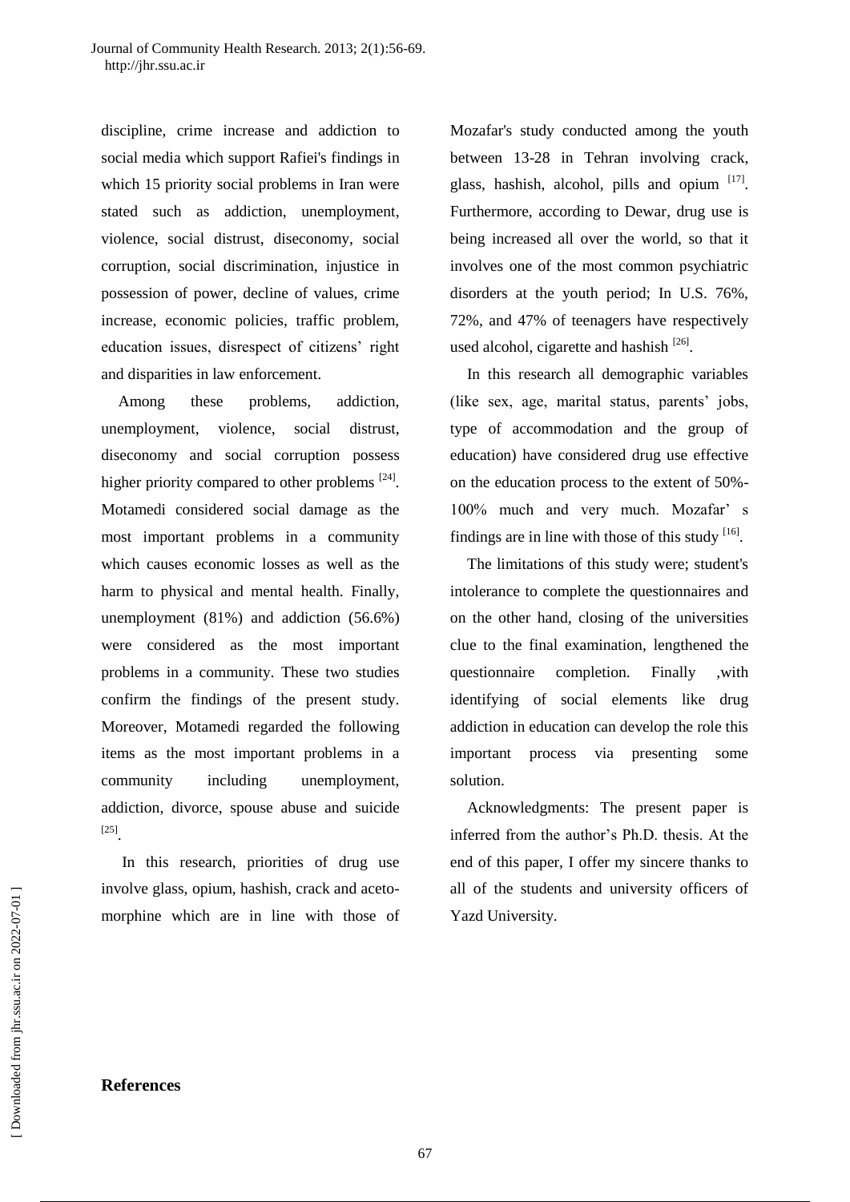discipline, crime increase and addiction to social media which support Rafiei's findings in which 15 priority social problems in Iran were stated such as addiction, unemployment, violence, social distrust, diseconomy, social corruption, social discrimination, injustice in possession of power, decline of values, crime increase, economic policies, traffic problem, education issues, disrespect of citizens' right and disparities in law enforcement.

Among these problems, addiction, unemployment, violence, social distrust, diseconomy and social corruption possess higher priority compared to other problems [24]. Motamedi considered social damage as the most important problems in a community which causes economic losses as well as the harm to physical and mental health. Finally, unemployment (81%) and addiction (56.6%) were considered as the most important problems in a community. These two studies confirm the findings of the present study. Moreover, Motamedi regarded the following items as the most important problems in a community including unemployment, addiction, divorce, spouse abuse and suicide [25].

In this research, priorities of drug use involve glass, opium, hashish, crack and aceto-morphine which are in line with those of Mozafar's study conducted among the youth between 13-28 in Tehran involving crack, glass, hashish, alcohol, pills and opium [17]. Furthermore, according to Dewar, drug use is being increased all over the world, so that it involves one of the most common psychiatric disorders at the youth period; In U.S. 76%, 72%, and 47% of teenagers have respectively used alcohol, cigarette and hashish [26].

In this research all demographic variables (like sex, age, marital status, parents' jobs, type of accommodation and the group of education) have considered drug use effective on the education process to the extent of 50%-100% much and very much. Mozafar' s findings are in line with those of this study [16].

The limitations of this study were; student's intolerance to complete the questionnaires and on the other hand, closing of the universities clue to the final examination, lengthened the questionnaire completion. Finally ,with identifying of social elements like drug addiction in education can develop the role this important process via presenting some solution.

Acknowledgments: The present paper is inferred from the author's Ph.D. thesis. At the end of this paper, I offer my sincere thanks to all of the students and university officers of Yazd University.

## References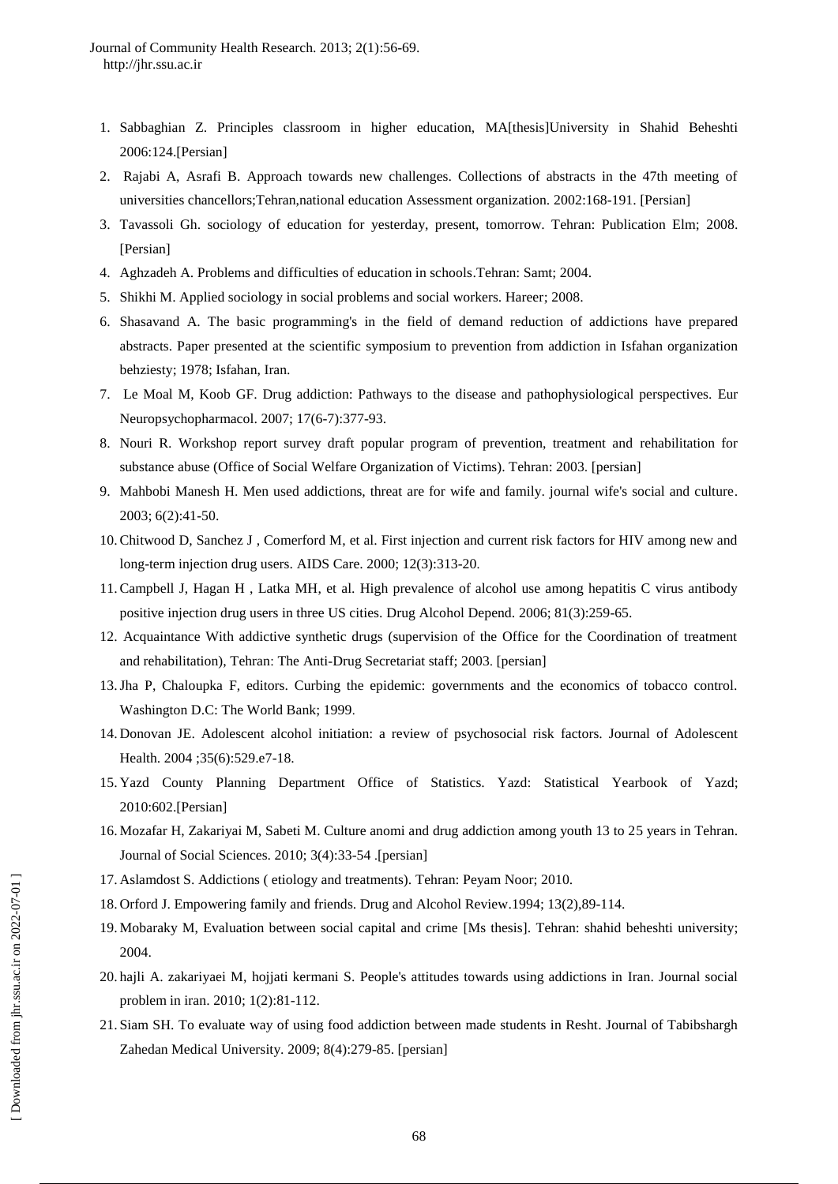1. Sabbaghian Z. Principles classroom in higher education, MA[thesis]University in Shahid Beheshti 2006:124.[Persian]
2. Rajabi A, Asrafi B. Approach towards new challenges. Collections of abstracts in the 47th meeting of universities chancellors;Tehran,national education Assessment organization. 2002:168-191. [Persian]
3. Tavassoli Gh. sociology of education for yesterday, present, tomorrow. Tehran: Publication Elm; 2008. [Persian]
4. Aghzadeh A. Problems and difficulties of education in schools.Tehran: Samt; 2004.
5. Shikhi M. Applied sociology in social problems and social workers. Hareer; 2008.
6. Shasavand A. The basic programming's in the field of demand reduction of addictions have prepared abstracts. Paper presented at the scientific symposium to prevention from addiction in Isfahan organization behziesty; 1978; Isfahan, Iran.
7. Le Moal M, Koob GF. Drug addiction: Pathways to the disease and pathophysiological perspectives. Eur Neuropsychopharmacol. 2007; 17(6-7):377-93.
8. Nouri R. Workshop report survey draft popular program of prevention, treatment and rehabilitation for substance abuse (Office of Social Welfare Organization of Victims). Tehran: 2003. [persian]
9. Mahbobi Manesh H. Men used addictions, threat are for wife and family. journal wife's social and culture. 2003; 6(2):41-50.
10. Chitwood D, Sanchez J , Comerford M, et al. First injection and current risk factors for HIV among new and long-term injection drug users. AIDS Care. 2000; 12(3):313-20.
11. Campbell J, Hagan H , Latka MH, et al. High prevalence of alcohol use among hepatitis C virus antibody positive injection drug users in three US cities. Drug Alcohol Depend. 2006; 81(3):259-65.
12. Acquaintance With addictive synthetic drugs (supervision of the Office for the Coordination of treatment and rehabilitation), Tehran: The Anti-Drug Secretariat staff; 2003. [persian]
13. Jha P, Chaloupka F, editors. Curbing the epidemic: governments and the economics of tobacco control. Washington D.C: The World Bank; 1999.
14. Donovan JE. Adolescent alcohol initiation: a review of psychosocial risk factors. Journal of Adolescent Health. 2004 ;35(6):529.e7-18.
15. Yazd County Planning Department Office of Statistics. Yazd: Statistical Yearbook of Yazd; 2010:602.[Persian]
16. Mozafar H, Zakariyai M, Sabeti M. Culture anomi and drug addiction among youth 13 to 25 years in Tehran. Journal of Social Sciences. 2010; 3(4):33-54 .[persian]
17. Aslamdost S. Addictions ( etiology and treatments). Tehran: Peyam Noor; 2010.
18. Orford J. Empowering family and friends. Drug and Alcohol Review.1994; 13(2),89-114.
19. Mobaraky M, Evaluation between social capital and crime [Ms thesis]. Tehran: shahid beheshti university; 2004.
20. hajli A. zakariyaei M, hojjati kermani S. People's attitudes towards using addictions in Iran. Journal social problem in iran. 2010; 1(2):81-112.
21. Siam SH. To evaluate way of using food addiction between made students in Resht. Journal of Tabibshargh Zahedan Medical University. 2009; 8(4):279-85. [persian]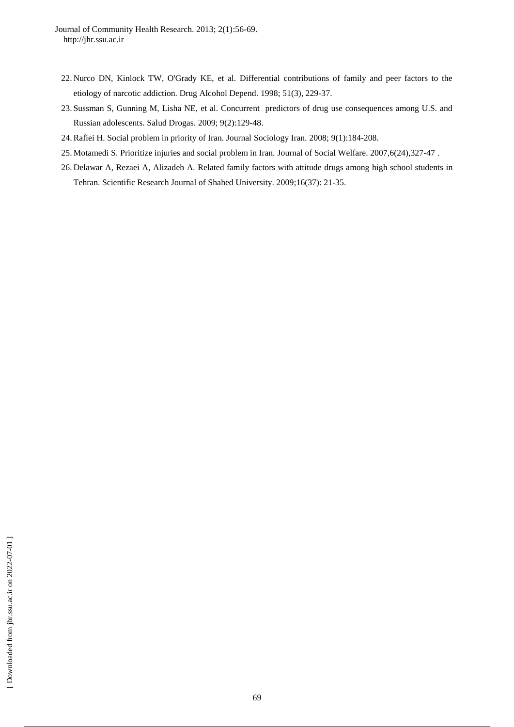22. Nurco DN, Kinlock TW, O'Grady KE, et al. Differential contributions of family and peer factors to the etiology of narcotic addiction. Drug Alcohol Depend. 1998; 51(3), 229-37.
23. Sussman S, Gunning M, Lisha NE, et al. Concurrent predictors of drug use consequences among U.S. and Russian adolescents. Salud Drogas. 2009; 9(2):129-48.
24. Rafiei H. Social problem in priority of Iran. Journal Sociology Iran. 2008; 9(1):184-208.
25. Motamedi S. Prioritize injuries and social problem in Iran. Journal of Social Welfare. 2007,6(24),327-47 .
26. Delawar A, Rezaei A, Alizadeh A. Related family factors with attitude drugs among high school students in Tehran. Scientific Research Journal of Shahed University. 2009;16(37): 21-35.